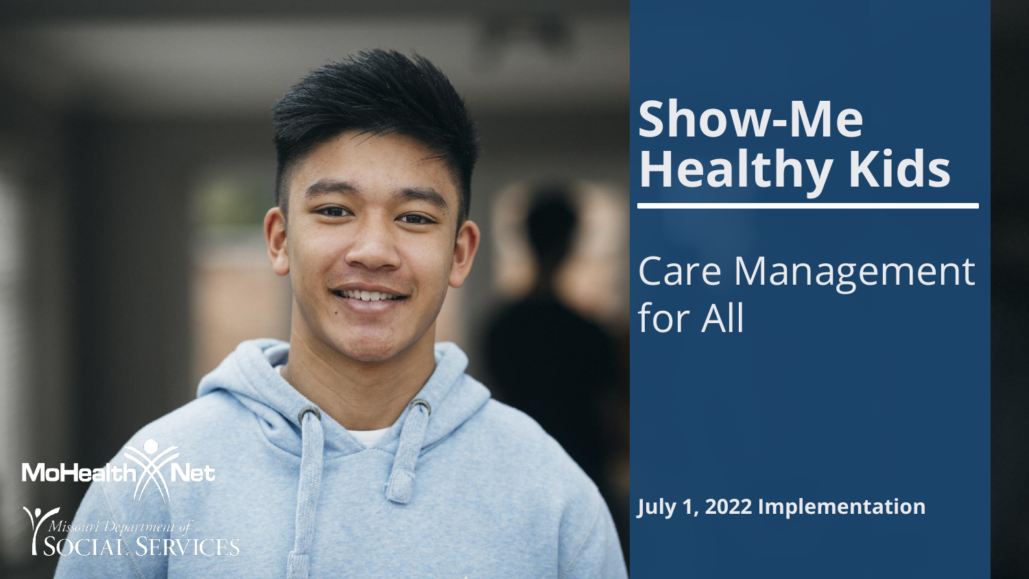# Show-Me Healthy Kids

## Care Management for All

**July 1, 2022 Implementation**

MoHealthNet

Missouri Department of SOCIAL SERVICES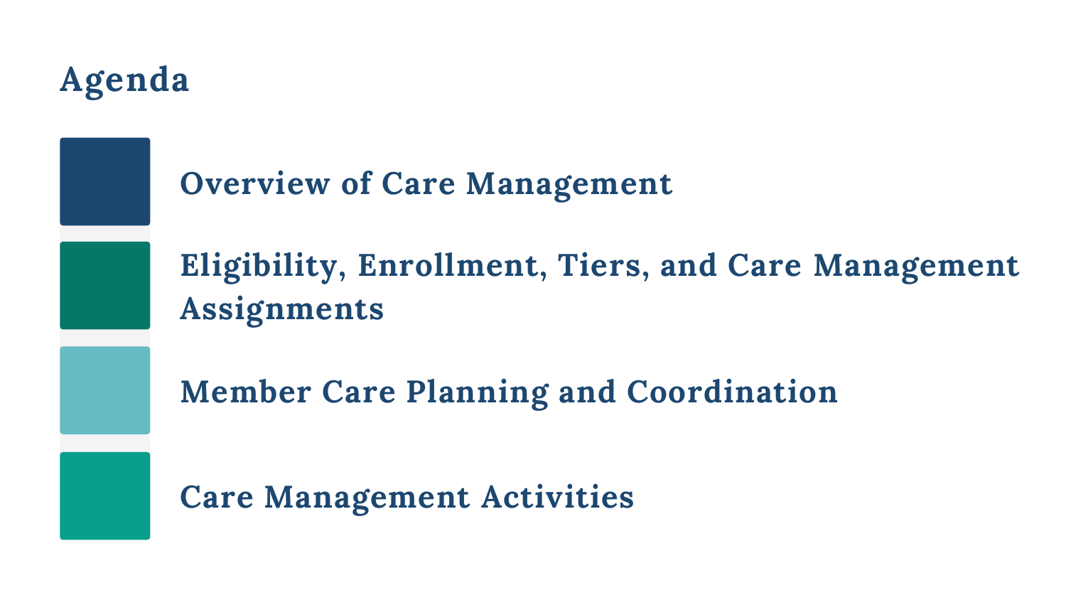# Agenda

- Overview of Care Management
- Eligibility, Enrollment, Tiers, and Care Management Assignments
- Member Care Planning and Coordination
- Care Management Activities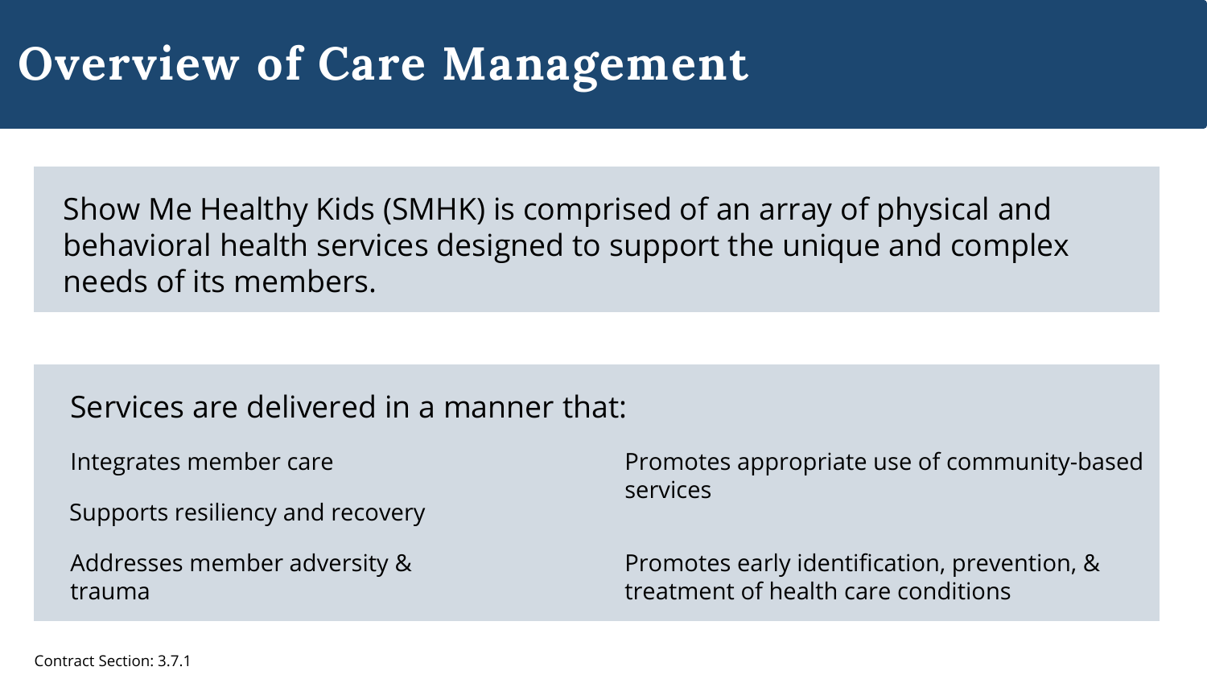# Overview of Care Management

Show Me Healthy Kids (SMHK) is comprised of an array of physical and behavioral health services designed to support the unique and complex needs of its members.

Services are delivered in a manner that:

- Integrates member care
- Supports resiliency and recovery
- Addresses member adversity & trauma
- Promotes appropriate use of community-based services
- Promotes early identification, prevention, & treatment of health care conditions

Contract Section: 3.7.1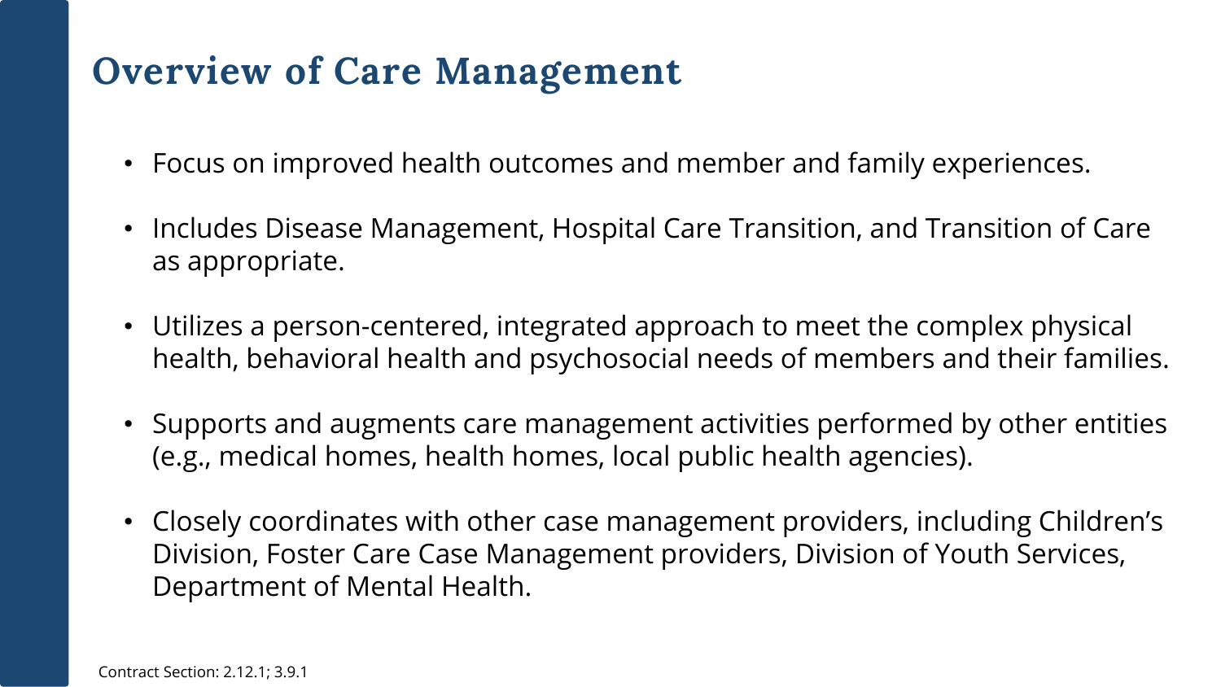# Overview of Care Management

- Focus on improved health outcomes and member and family experiences.
- Includes Disease Management, Hospital Care Transition, and Transition of Care as appropriate.
- Utilizes a person-centered, integrated approach to meet the complex physical health, behavioral health and psychosocial needs of members and their families.
- Supports and augments care management activities performed by other entities (e.g., medical homes, health homes, local public health agencies).
- Closely coordinates with other case management providers, including Children's Division, Foster Care Case Management providers, Division of Youth Services, Department of Mental Health.

Contract Section: 2.12.1; 3.9.1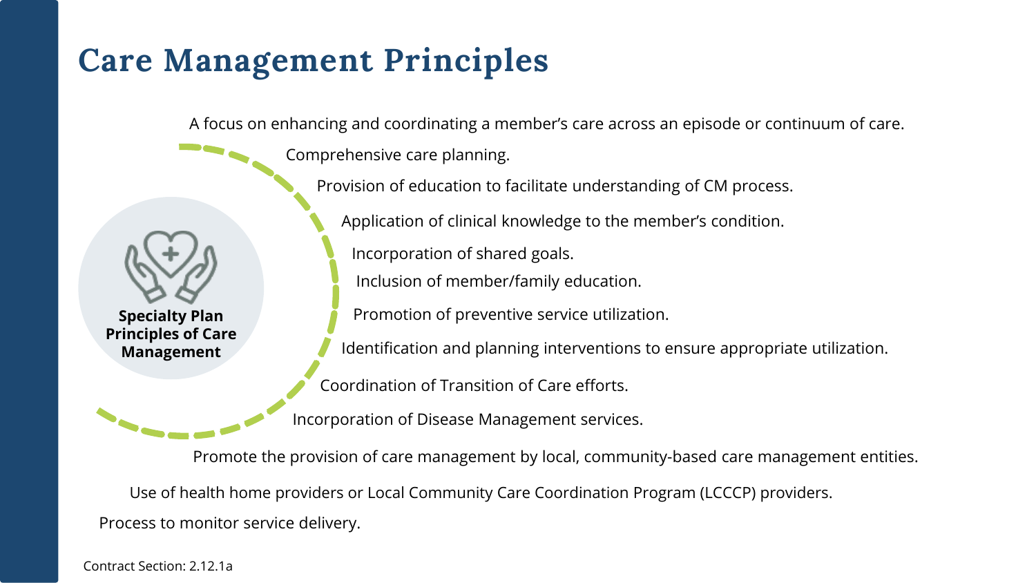# Care Management Principles

**Specialty Plan Principles of Care Management**

- A focus on enhancing and coordinating a member's care across an episode or continuum of care.
- Comprehensive care planning.
- Provision of education to facilitate understanding of CM process.
- Application of clinical knowledge to the member's condition.
- Incorporation of shared goals.
- Inclusion of member/family education.
- Promotion of preventive service utilization.
- Identification and planning interventions to ensure appropriate utilization.
- Coordination of Transition of Care efforts.
- Incorporation of Disease Management services.
- Promote the provision of care management by local, community-based care management entities.
- Use of health home providers or Local Community Care Coordination Program (LCCCP) providers.
- Process to monitor service delivery.

Contract Section: 2.12.1a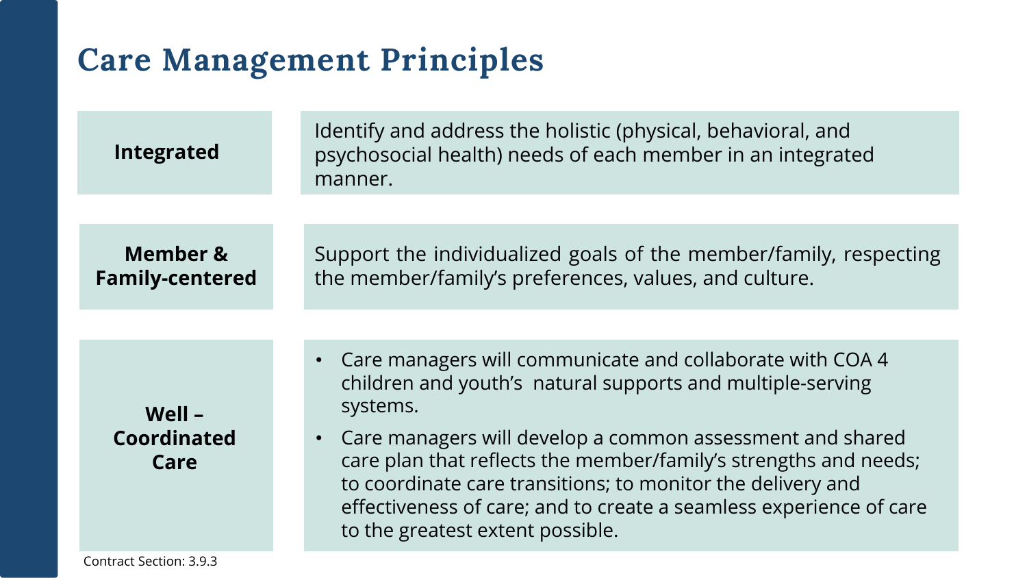# Care Management Principles

| | |
|---|---|
| **Integrated** | Identify and address the holistic (physical, behavioral, and psychosocial health) needs of each member in an integrated manner. |
| **Member & Family-centered** | Support the individualized goals of the member/family, respecting the member/family's preferences, values, and culture. |
| **Well – Coordinated Care** | • Care managers will communicate and collaborate with COA 4 children and youth's natural supports and multiple-serving systems.<br>• Care managers will develop a common assessment and shared care plan that reflects the member/family's strengths and needs; to coordinate care transitions; to monitor the delivery and effectiveness of care; and to create a seamless experience of care to the greatest extent possible. |

Contract Section: 3.9.3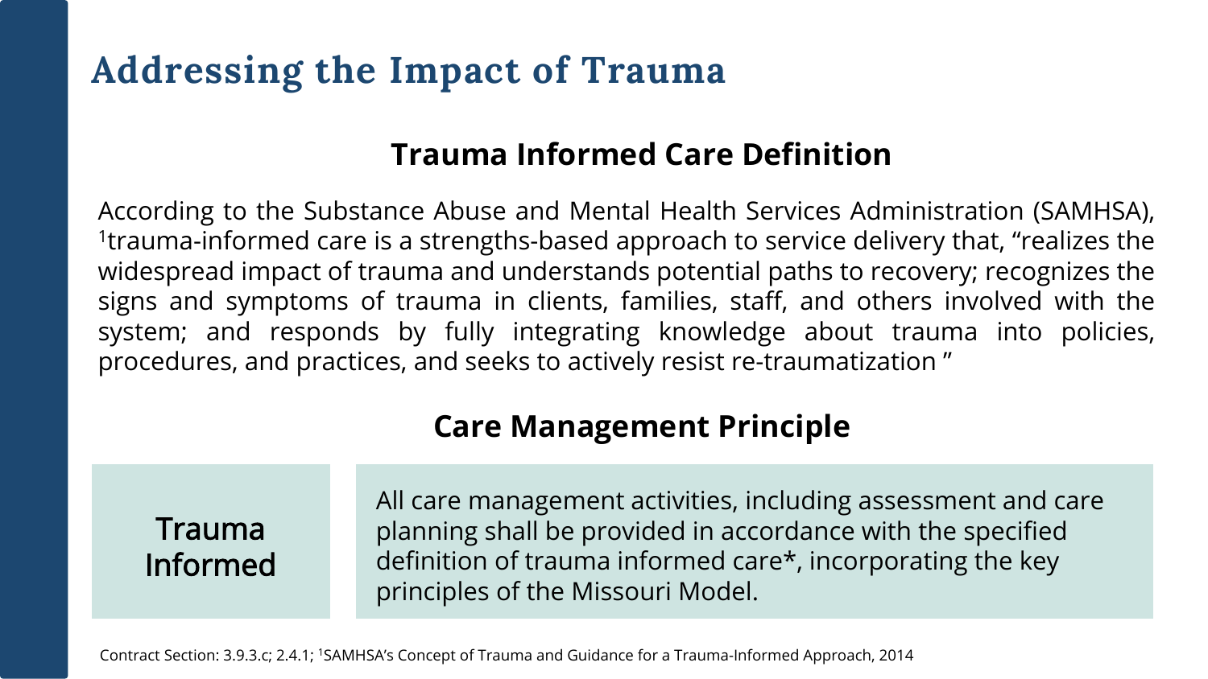# Addressing the Impact of Trauma

## Trauma Informed Care Definition

According to the Substance Abuse and Mental Health Services Administration (SAMHSA), [1]trauma-informed care is a strengths-based approach to service delivery that, “realizes the widespread impact of trauma and understands potential paths to recovery; recognizes the signs and symptoms of trauma in clients, families, staff, and others involved with the system; and responds by fully integrating knowledge about trauma into policies, procedures, and practices, and seeks to actively resist re-traumatization ”

## Care Management Principle

| Trauma Informed | All care management activities, including assessment and care planning shall be provided in accordance with the specified definition of trauma informed care*, incorporating the key principles of the Missouri Model. |
|---|---|

Contract Section: 3.9.3.c; 2.4.1; [1]SAMHSA’s Concept of Trauma and Guidance for a Trauma-Informed Approach, 2014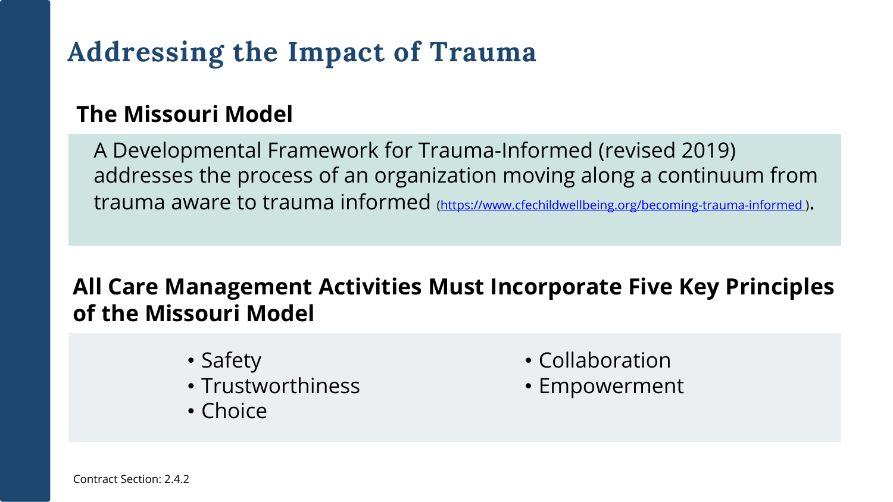# Addressing the Impact of Trauma

## The Missouri Model

A Developmental Framework for Trauma-Informed (revised 2019) addresses the process of an organization moving along a continuum from trauma aware to trauma informed (https://www.cfechildwellbeing.org/becoming-trauma-informed ).

## All Care Management Activities Must Incorporate Five Key Principles of the Missouri Model

- Safety
- Trustworthiness
- Choice
- Collaboration
- Empowerment

Contract Section: 2.4.2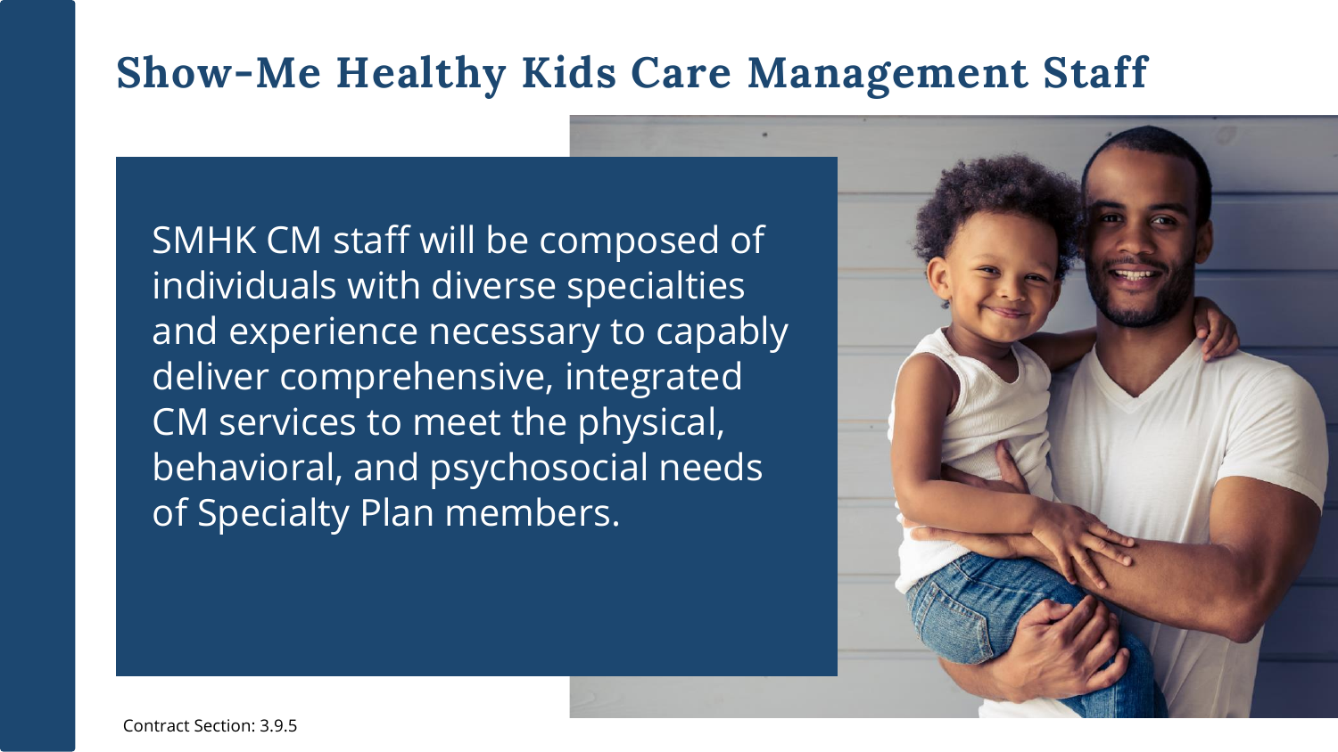# Show-Me Healthy Kids Care Management Staff

SMHK CM staff will be composed of individuals with diverse specialties and experience necessary to capably deliver comprehensive, integrated CM services to meet the physical, behavioral, and psychosocial needs of Specialty Plan members.

Contract Section: 3.9.5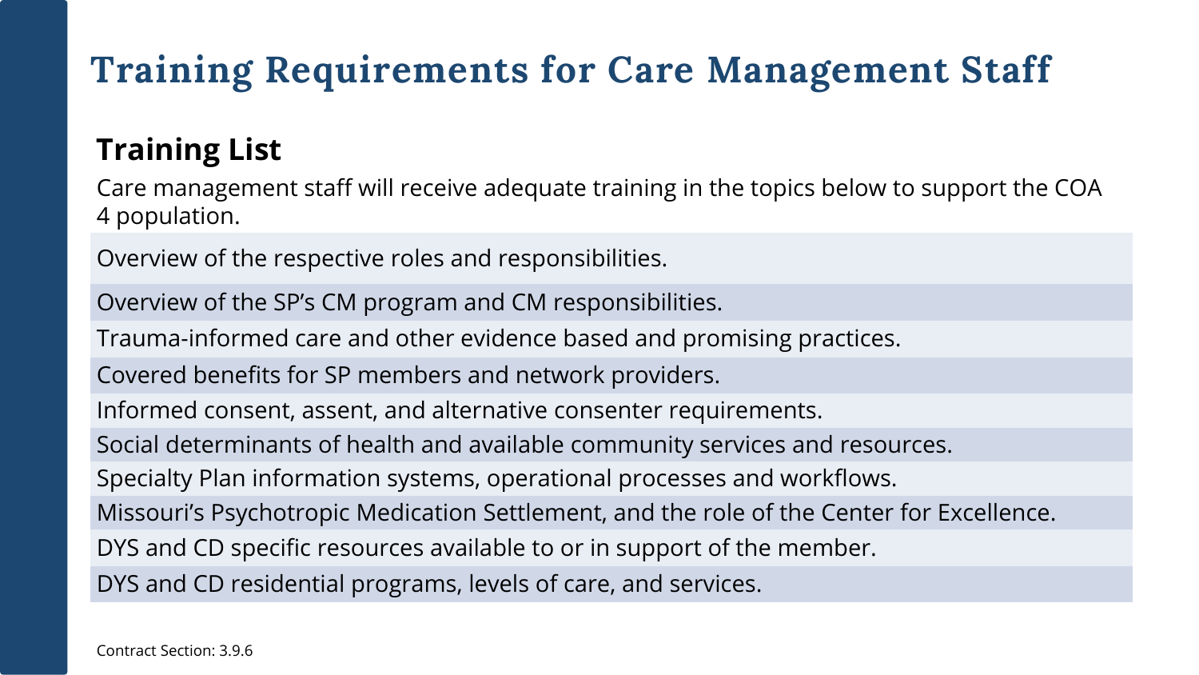# Training Requirements for Care Management Staff

## Training List

Care management staff will receive adequate training in the topics below to support the COA 4 population.

- Overview of the respective roles and responsibilities.
- Overview of the SP's CM program and CM responsibilities.
- Trauma-informed care and other evidence based and promising practices.
- Covered benefits for SP members and network providers.
- Informed consent, assent, and alternative consenter requirements.
- Social determinants of health and available community services and resources.
- Specialty Plan information systems, operational processes and workflows.
- Missouri's Psychotropic Medication Settlement, and the role of the Center for Excellence.
- DYS and CD specific resources available to or in support of the member.
- DYS and CD residential programs, levels of care, and services.

Contract Section: 3.9.6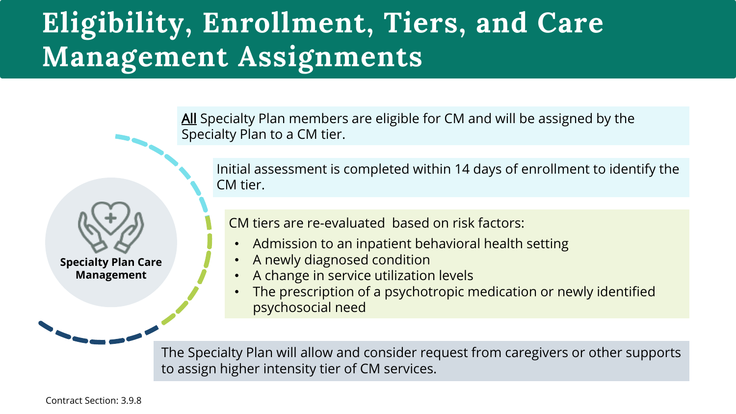# Eligibility, Enrollment, Tiers, and Care Management Assignments

**Specialty Plan Care Management**

<u>All</u> Specialty Plan members are eligible for CM and will be assigned by the Specialty Plan to a CM tier.

Initial assessment is completed within 14 days of enrollment to identify the CM tier.

CM tiers are re-evaluated based on risk factors:

- Admission to an inpatient behavioral health setting
- A newly diagnosed condition
- A change in service utilization levels
- The prescription of a psychotropic medication or newly identified psychosocial need

The Specialty Plan will allow and consider request from caregivers or other supports to assign higher intensity tier of CM services.

Contract Section: 3.9.8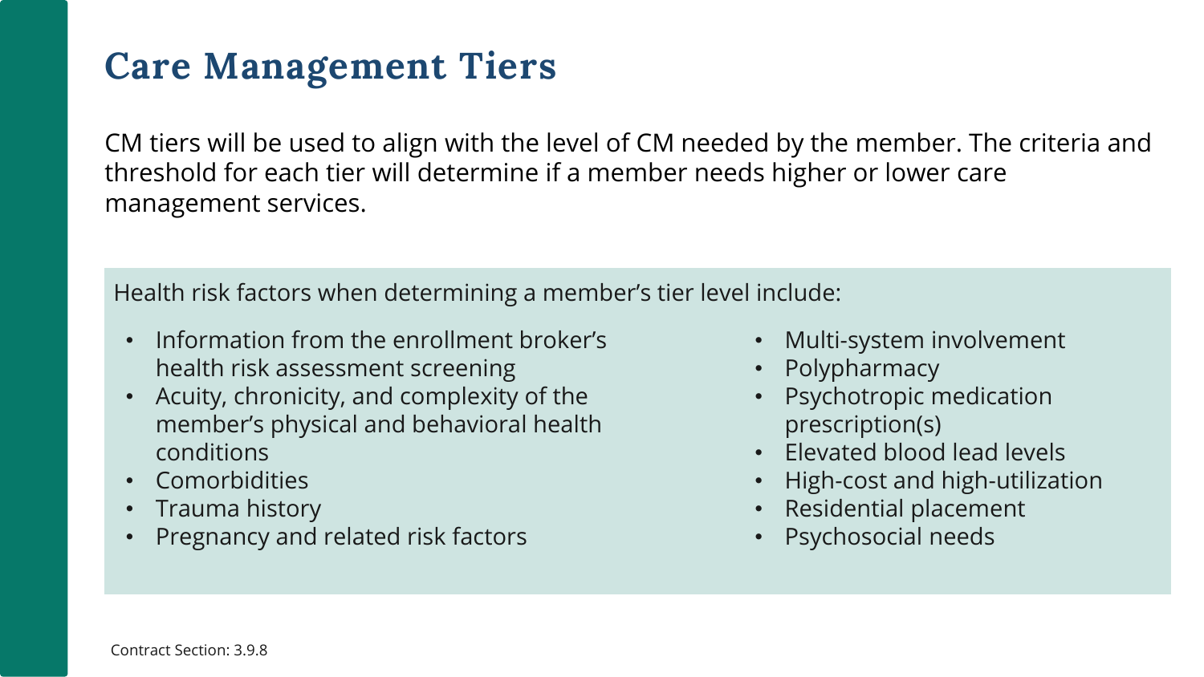# Care Management Tiers

CM tiers will be used to align with the level of CM needed by the member. The criteria and threshold for each tier will determine if a member needs higher or lower care management services.

Health risk factors when determining a member's tier level include:

- Information from the enrollment broker's health risk assessment screening
- Acuity, chronicity, and complexity of the member's physical and behavioral health conditions
- Comorbidities
- Trauma history
- Pregnancy and related risk factors
- Multi-system involvement
- Polypharmacy
- Psychotropic medication prescription(s)
- Elevated blood lead levels
- High-cost and high-utilization
- Residential placement
- Psychosocial needs

Contract Section: 3.9.8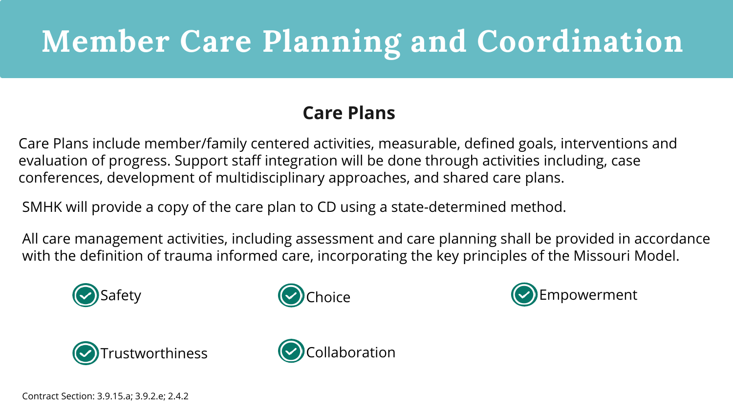# Member Care Planning and Coordination

## Care Plans

Care Plans include member/family centered activities, measurable, defined goals, interventions and evaluation of progress. Support staff integration will be done through activities including, case conferences, development of multidisciplinary approaches, and shared care plans.

SMHK will provide a copy of the care plan to CD using a state-determined method.

All care management activities, including assessment and care planning shall be provided in accordance with the definition of trauma informed care, incorporating the key principles of the Missouri Model.

- Safety
- Choice
- Empowerment
- Trustworthiness
- Collaboration

Contract Section: 3.9.15.a; 3.9.2.e; 2.4.2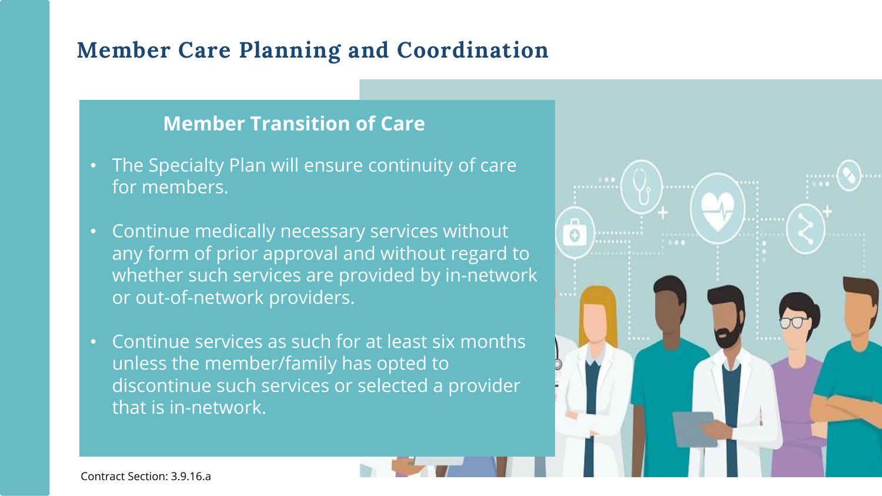# Member Care Planning and Coordination

## Member Transition of Care

- The Specialty Plan will ensure continuity of care for members.
- Continue medically necessary services without any form of prior approval and without regard to whether such services are provided by in-network or out-of-network providers.
- Continue services as such for at least six months unless the member/family has opted to discontinue such services or selected a provider that is in-network.

Contract Section: 3.9.16.a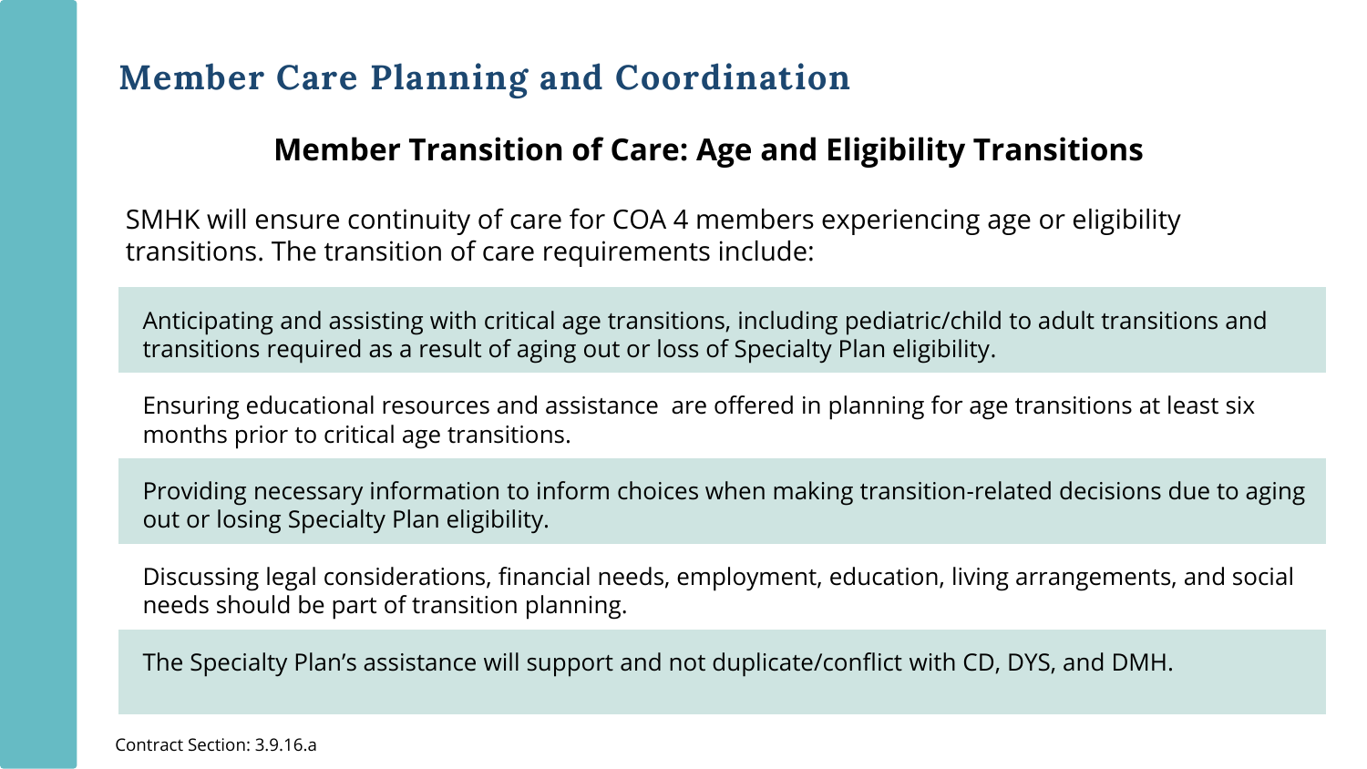# Member Care Planning and Coordination

## Member Transition of Care: Age and Eligibility Transitions

SMHK will ensure continuity of care for COA 4 members experiencing age or eligibility transitions. The transition of care requirements include:

- Anticipating and assisting with critical age transitions, including pediatric/child to adult transitions and transitions required as a result of aging out or loss of Specialty Plan eligibility.
- Ensuring educational resources and assistance are offered in planning for age transitions at least six months prior to critical age transitions.
- Providing necessary information to inform choices when making transition-related decisions due to aging out or losing Specialty Plan eligibility.
- Discussing legal considerations, financial needs, employment, education, living arrangements, and social needs should be part of transition planning.
- The Specialty Plan's assistance will support and not duplicate/conflict with CD, DYS, and DMH.

Contract Section: 3.9.16.a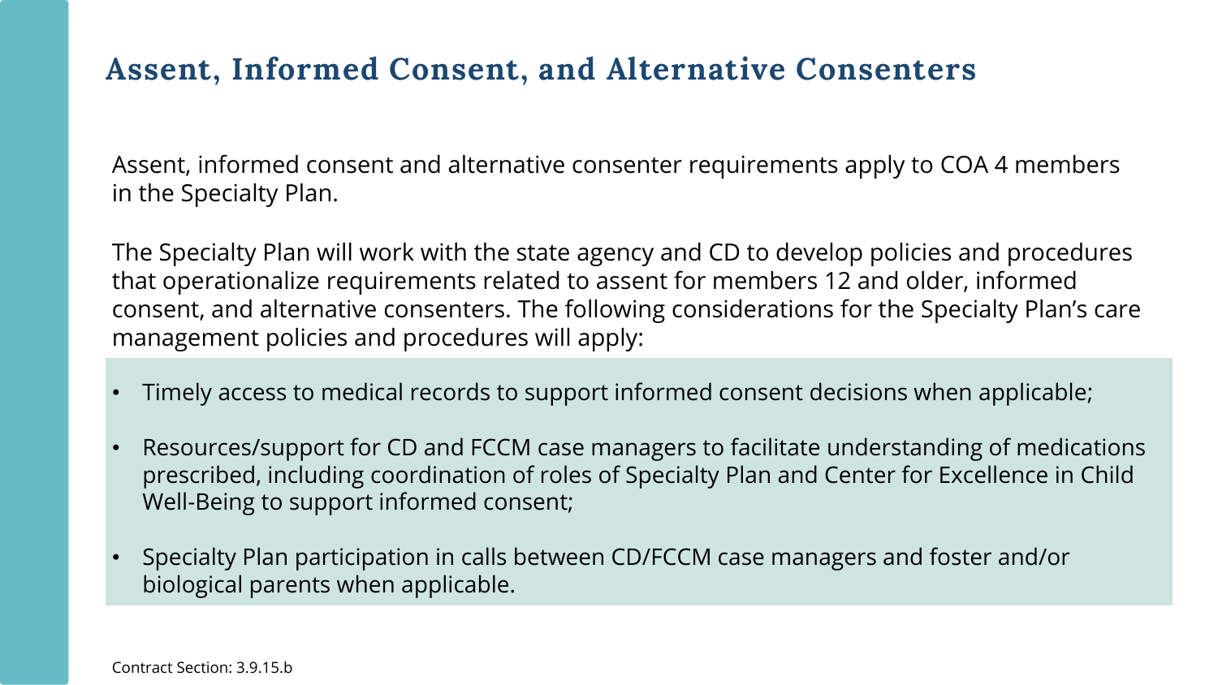# Assent, Informed Consent, and Alternative Consenters

Assent, informed consent and alternative consenter requirements apply to COA 4 members in the Specialty Plan.

The Specialty Plan will work with the state agency and CD to develop policies and procedures that operationalize requirements related to assent for members 12 and older, informed consent, and alternative consenters. The following considerations for the Specialty Plan's care management policies and procedures will apply:

- Timely access to medical records to support informed consent decisions when applicable;
- Resources/support for CD and FCCM case managers to facilitate understanding of medications prescribed, including coordination of roles of Specialty Plan and Center for Excellence in Child Well-Being to support informed consent;
- Specialty Plan participation in calls between CD/FCCM case managers and foster and/or biological parents when applicable.

Contract Section: 3.9.15.b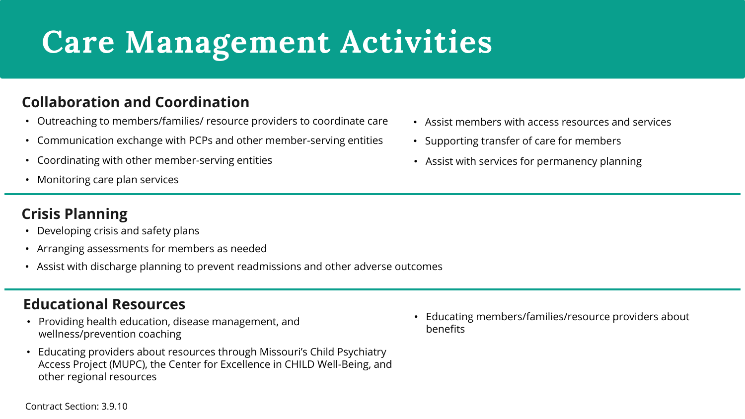# Care Management Activities

## Collaboration and Coordination

- Outreaching to members/families/ resource providers to coordinate care
- Communication exchange with PCPs and other member-serving entities
- Coordinating with other member-serving entities
- Monitoring care plan services
- Assist members with access resources and services
- Supporting transfer of care for members
- Assist with services for permanency planning

## Crisis Planning

- Developing crisis and safety plans
- Arranging assessments for members as needed
- Assist with discharge planning to prevent readmissions and other adverse outcomes

## Educational Resources

- Providing health education, disease management, and wellness/prevention coaching
- Educating providers about resources through Missouri's Child Psychiatry Access Project (MUPC), the Center for Excellence in CHILD Well-Being, and other regional resources
- Educating members/families/resource providers about benefits

Contract Section: 3.9.10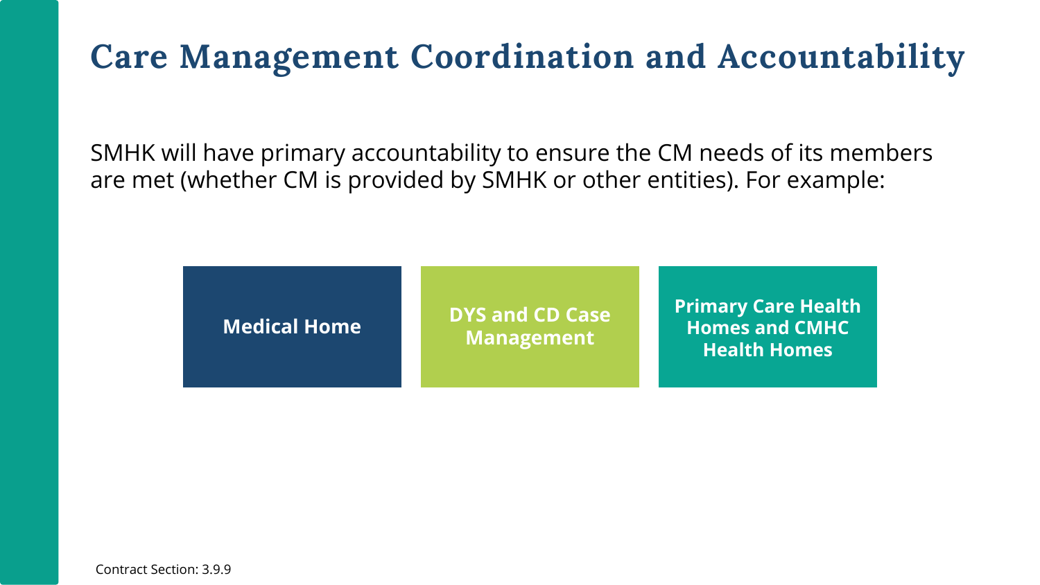# Care Management Coordination and Accountability

SMHK will have primary accountability to ensure the CM needs of its members are met (whether CM is provided by SMHK or other entities). For example:

- **Medical Home**
- **DYS and CD Case Management**
- **Primary Care Health Homes and CMHC Health Homes**

Contract Section: 3.9.9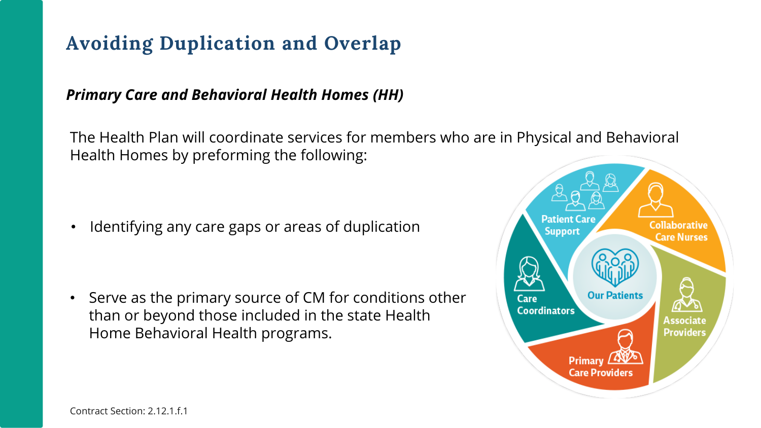# Avoiding Duplication and Overlap

***Primary Care and Behavioral Health Homes (HH)***

The Health Plan will coordinate services for members who are in Physical and Behavioral Health Homes by preforming the following:

- Identifying any care gaps or areas of duplication
- Serve as the primary source of CM for conditions other than or beyond those included in the state Health Home Behavioral Health programs.

Patient Care Support

Collaborative Care Nurses

Our Patients

Care Coordinators

Associate Providers

Primary Care Providers

Contract Section: 2.12.1.f.1